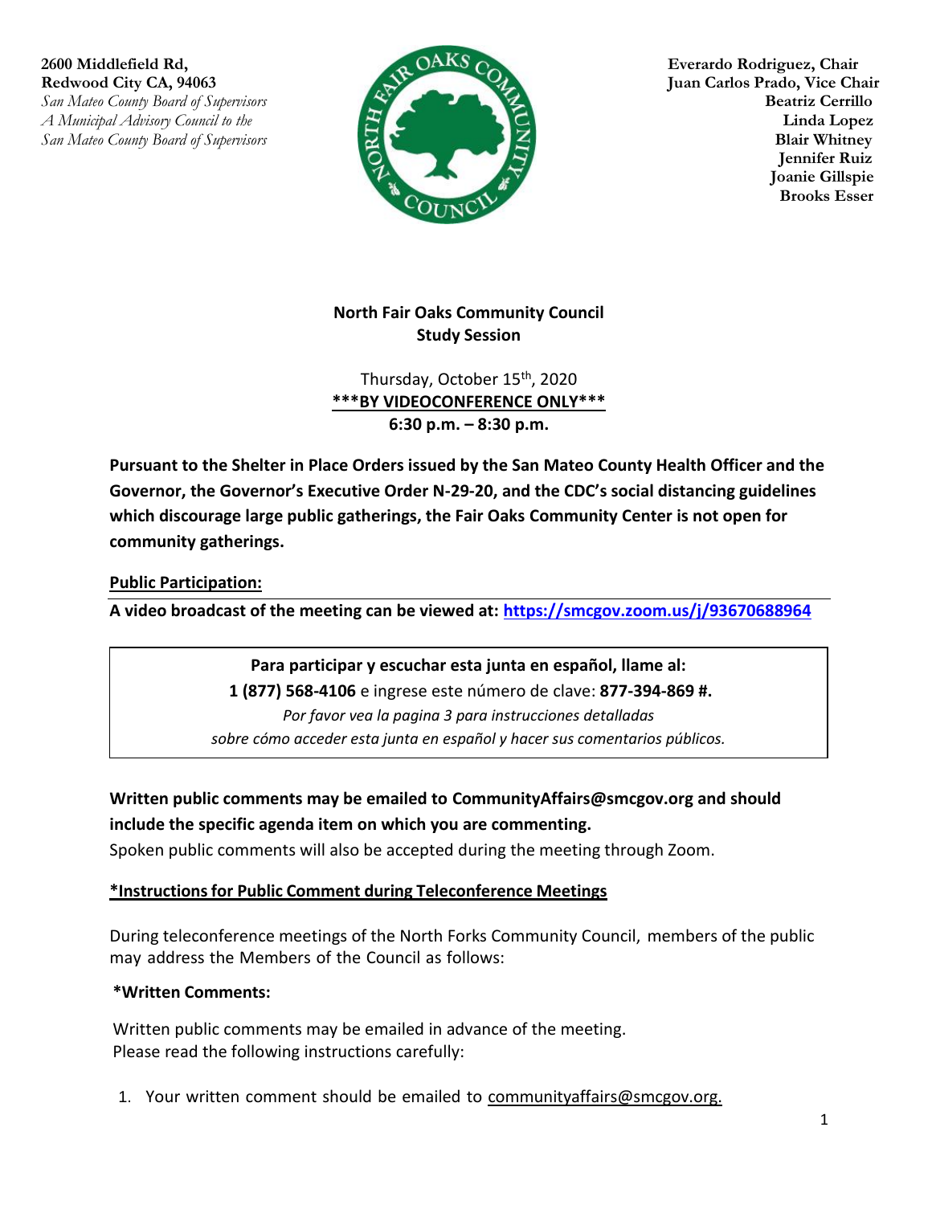**2600 Middlefield Rd,**
**Redwood City CA, 94063**
*San Mateo County Board of Supervisors*
*A Municipal Advisory Council to the*
*San Mateo County Board of Supervisors*

**Everardo Rodriguez, Chair**
**Juan Carlos Prado, Vice Chair**
**Beatriz Cerrillo**
**Linda Lopez**
**Blair Whitney**
**Jennifer Ruiz**
**Joanie Gillspie**
**Brooks Esser**

# North Fair Oaks Community Council
## Study Session

Thursday, October 15th, 2020
**\*\*\*BY VIDEOCONFERENCE ONLY\*\*\***
**6:30 p.m. – 8:30 p.m.**

**Pursuant to the Shelter in Place Orders issued by the San Mateo County Health Officer and the Governor, the Governor's Executive Order N-29-20, and the CDC's social distancing guidelines which discourage large public gatherings, the Fair Oaks Community Center is not open for community gatherings.**

**Public Participation:**

**A video broadcast of the meeting can be viewed at: https://smcgov.zoom.us/j/93670688964**

> **Para participar y escuchar esta junta en español, llame al:**
> **1 (877) 568-4106** e ingrese este número de clave: **877-394-869 #.**
> *Por favor vea la pagina 3 para instrucciones detalladas sobre cómo acceder esta junta en español y hacer sus comentarios públicos.*

**Written public comments may be emailed to CommunityAffairs@smcgov.org and should include the specific agenda item on which you are commenting.**

Spoken public comments will also be accepted during the meeting through Zoom.

**\*Instructions for Public Comment during Teleconference Meetings**

During teleconference meetings of the North Forks Community Council, members of the public may address the Members of the Council as follows:

**\*Written Comments:**

Written public comments may be emailed in advance of the meeting.
Please read the following instructions carefully:

1. Your written comment should be emailed to communityaffairs@smcgov.org.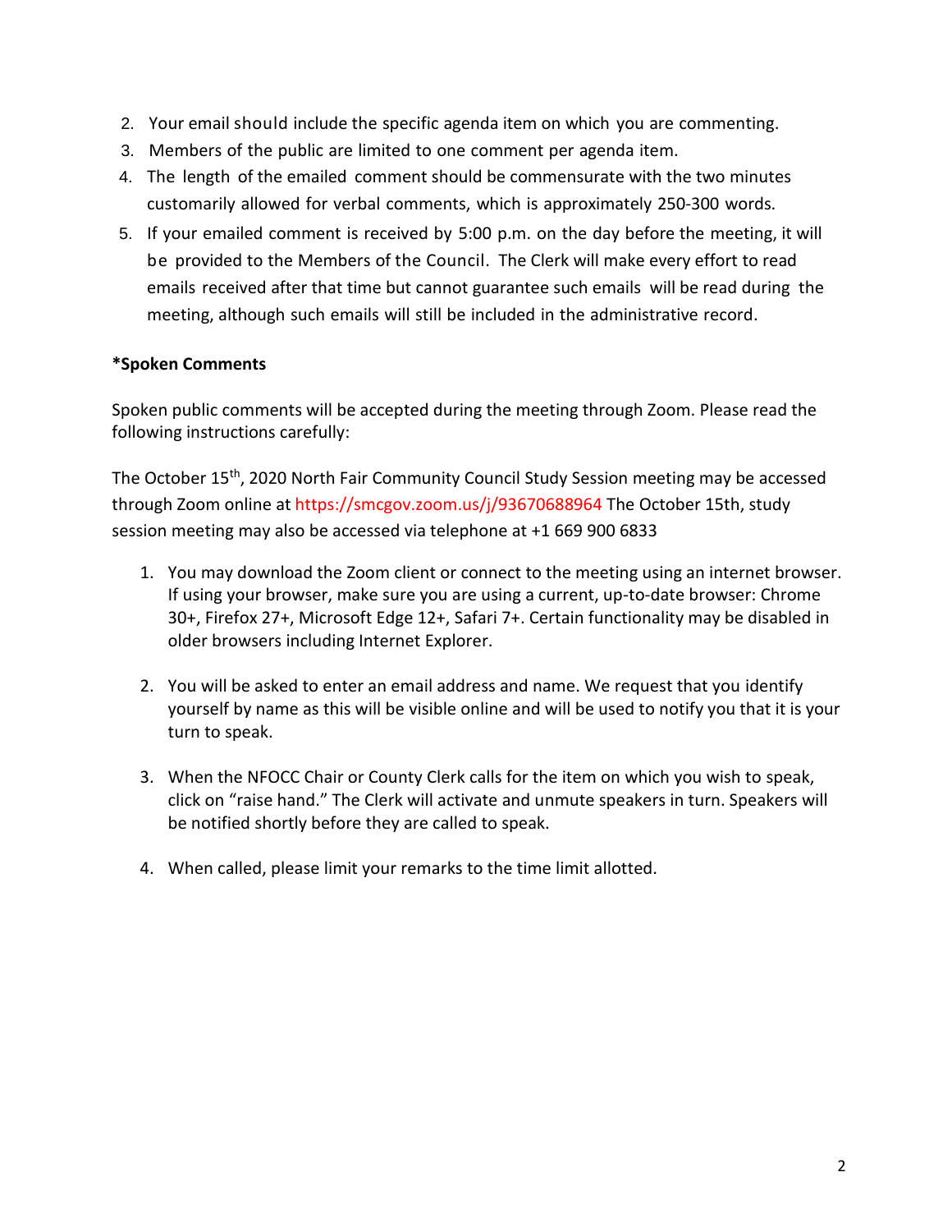2. Your email should include the specific agenda item on which you are commenting.
3. Members of the public are limited to one comment per agenda item.
4. The length of the emailed comment should be commensurate with the two minutes customarily allowed for verbal comments, which is approximately 250-300 words.
5. If your emailed comment is received by 5:00 p.m. on the day before the meeting, it will be provided to the Members of the Council. The Clerk will make every effort to read emails received after that time but cannot guarantee such emails will be read during the meeting, although such emails will still be included in the administrative record.

**\*Spoken Comments**

Spoken public comments will be accepted during the meeting through Zoom. Please read the following instructions carefully:

The October 15th, 2020 North Fair Community Council Study Session meeting may be accessed through Zoom online at https://smcgov.zoom.us/j/93670688964 The October 15th, study session meeting may also be accessed via telephone at +1 669 900 6833

1. You may download the Zoom client or connect to the meeting using an internet browser. If using your browser, make sure you are using a current, up-to-date browser: Chrome 30+, Firefox 27+, Microsoft Edge 12+, Safari 7+. Certain functionality may be disabled in older browsers including Internet Explorer.

2. You will be asked to enter an email address and name. We request that you identify yourself by name as this will be visible online and will be used to notify you that it is your turn to speak.

3. When the NFOCC Chair or County Clerk calls for the item on which you wish to speak, click on "raise hand." The Clerk will activate and unmute speakers in turn. Speakers will be notified shortly before they are called to speak.

4. When called, please limit your remarks to the time limit allotted.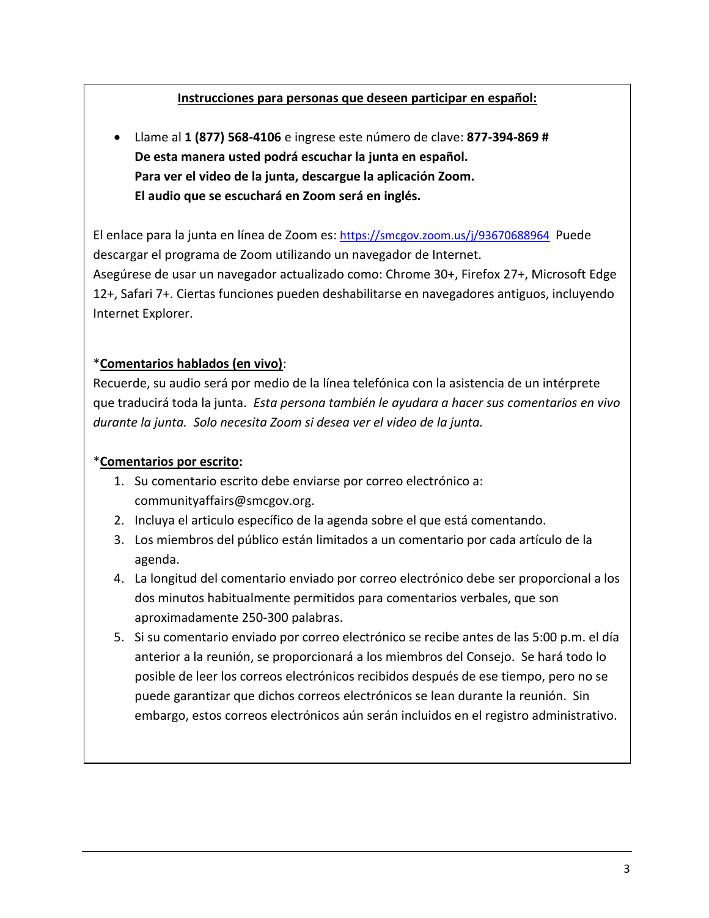**Instrucciones para personas que deseen participar en español:**

- Llame al **1 (877) 568-4106** e ingrese este número de clave: **877-394-869 #**
  **De esta manera usted podrá escuchar la junta en español.**
  **Para ver el video de la junta, descargue la aplicación Zoom.**
  **El audio que se escuchará en Zoom será en inglés.**

El enlace para la junta en línea de Zoom es: https://smcgov.zoom.us/j/93670688964 Puede descargar el programa de Zoom utilizando un navegador de Internet.
Asegúrese de usar un navegador actualizado como: Chrome 30+, Firefox 27+, Microsoft Edge 12+, Safari 7+. Ciertas funciones pueden deshabilitarse en navegadores antiguos, incluyendo Internet Explorer.

*__Comentarios hablados (en vivo)__:
Recuerde, su audio será por medio de la línea telefónica con la asistencia de un intérprete que traducirá toda la junta. *Esta persona también le ayudara a hacer sus comentarios en vivo durante la junta. Solo necesita Zoom si desea ver el video de la junta.*

*__Comentarios por escrito:__

1. Su comentario escrito debe enviarse por correo electrónico a: communityaffairs@smcgov.org.
2. Incluya el articulo específico de la agenda sobre el que está comentando.
3. Los miembros del público están limitados a un comentario por cada artículo de la agenda.
4. La longitud del comentario enviado por correo electrónico debe ser proporcional a los dos minutos habitualmente permitidos para comentarios verbales, que son aproximadamente 250-300 palabras.
5. Si su comentario enviado por correo electrónico se recibe antes de las 5:00 p.m. el día anterior a la reunión, se proporcionará a los miembros del Consejo. Se hará todo lo posible de leer los correos electrónicos recibidos después de ese tiempo, pero no se puede garantizar que dichos correos electrónicos se lean durante la reunión. Sin embargo, estos correos electrónicos aún serán incluidos en el registro administrativo.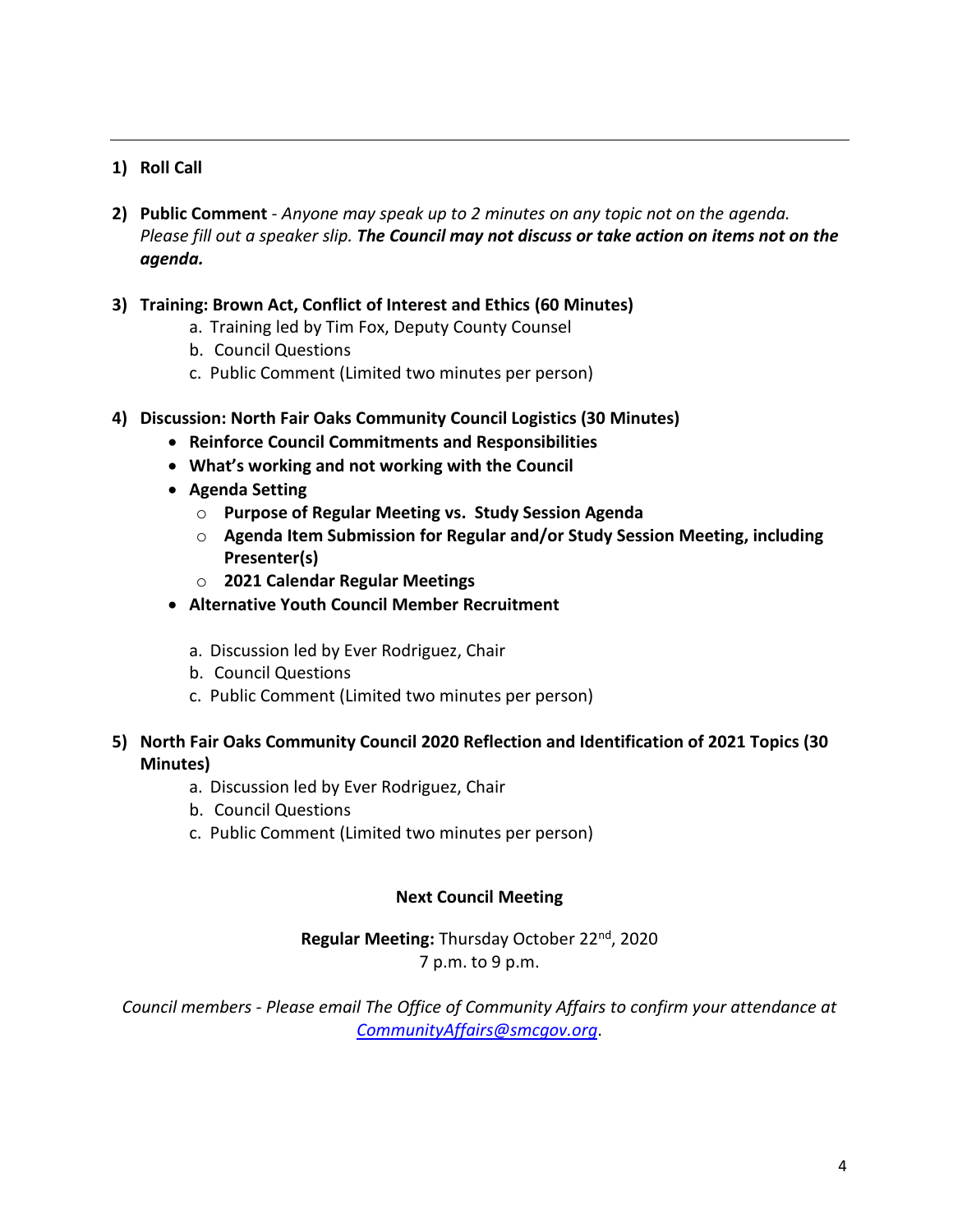1) **Roll Call**

2) **Public Comment** - *Anyone may speak up to 2 minutes on any topic not on the agenda. Please fill out a speaker slip.* ***The Council may not discuss or take action on items not on the agenda.***

3) **Training: Brown Act, Conflict of Interest and Ethics (60 Minutes)**
   a. Training led by Tim Fox, Deputy County Counsel
   b. Council Questions
   c. Public Comment (Limited two minutes per person)

4) **Discussion: North Fair Oaks Community Council Logistics (30 Minutes)**
   - **Reinforce Council Commitments and Responsibilities**
   - **What's working and not working with the Council**
   - **Agenda Setting**
     - **Purpose of Regular Meeting vs. Study Session Agenda**
     - **Agenda Item Submission for Regular and/or Study Session Meeting, including Presenter(s)**
     - **2021 Calendar Regular Meetings**
   - **Alternative Youth Council Member Recruitment**

   a. Discussion led by Ever Rodriguez, Chair
   b. Council Questions
   c. Public Comment (Limited two minutes per person)

5) **North Fair Oaks Community Council 2020 Reflection and Identification of 2021 Topics (30 Minutes)**
   a. Discussion led by Ever Rodriguez, Chair
   b. Council Questions
   c. Public Comment (Limited two minutes per person)

**Next Council Meeting**

**Regular Meeting:** Thursday October 22nd, 2020
7 p.m. to 9 p.m.

*Council members - Please email The Office of Community Affairs to confirm your attendance at CommunityAffairs@smcgov.org.*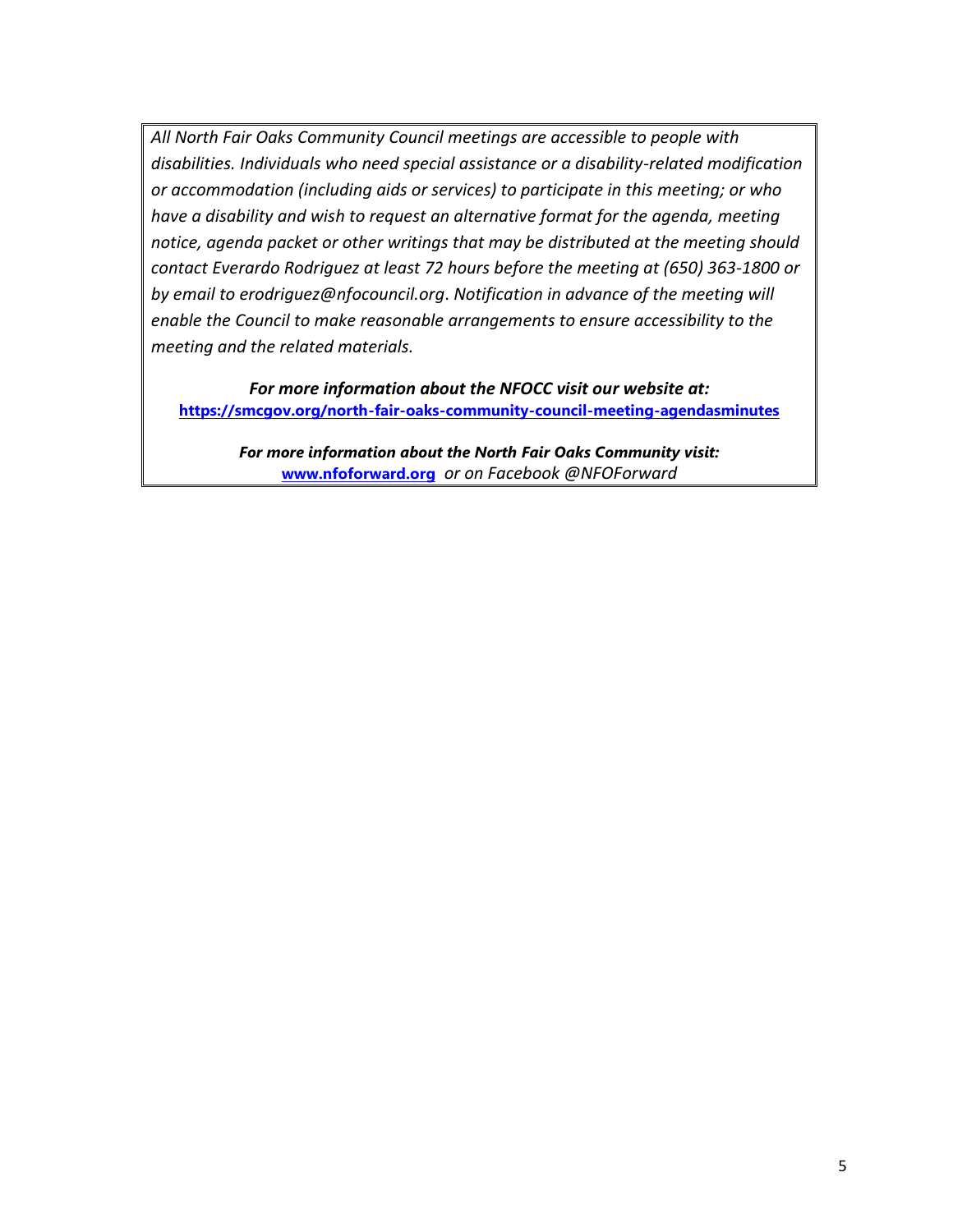*All North Fair Oaks Community Council meetings are accessible to people with disabilities. Individuals who need special assistance or a disability-related modification or accommodation (including aids or services) to participate in this meeting; or who have a disability and wish to request an alternative format for the agenda, meeting notice, agenda packet or other writings that may be distributed at the meeting should contact Everardo Rodriguez at least 72 hours before the meeting at (650) 363-1800 or by email to erodriguez@nfocouncil.org. Notification in advance of the meeting will enable the Council to make reasonable arrangements to ensure accessibility to the meeting and the related materials.*

***For more information about the NFOCC visit our website at:***
**https://smcgov.org/north-fair-oaks-community-council-meeting-agendasminutes**

***For more information about the North Fair Oaks Community visit:***
**www.nfoforward.org** *or on Facebook @NFOForward*